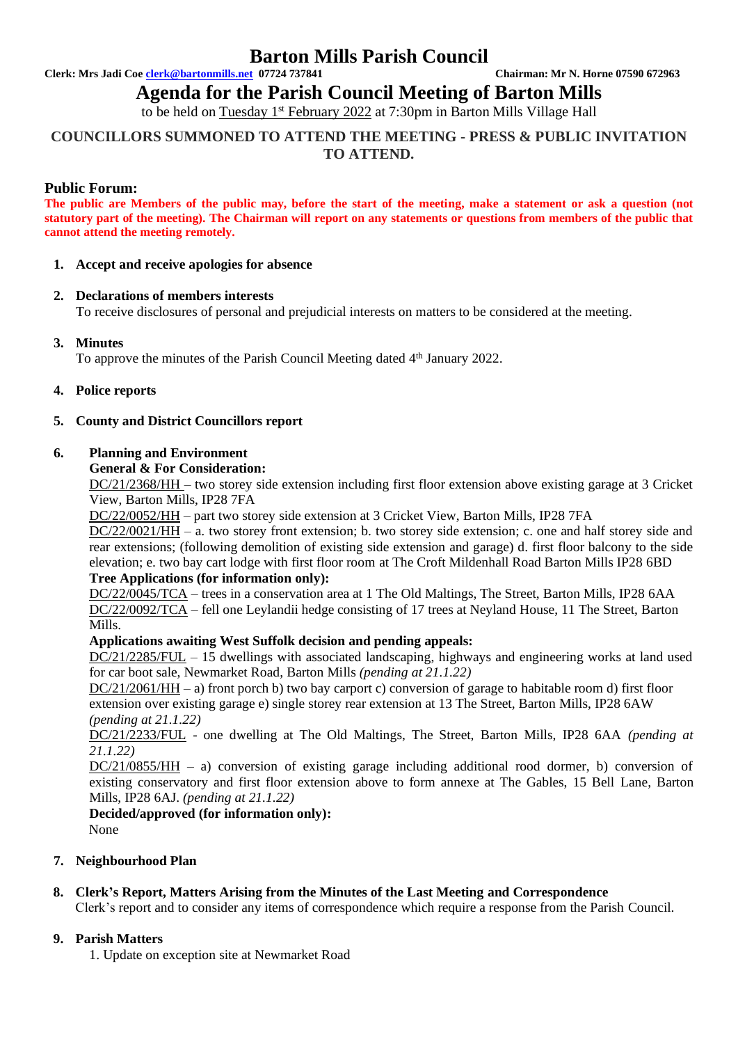# Barton Mills Parish Council

**Clerk: Mrs Jadi Coe clerk@bartonmills.net 07724 737841** **Chairman: Mr N. Horne 07590 672963**

## Agenda for the Parish Council Meeting of Barton Mills

to be held on Tuesday 1st February 2022 at 7:30pm in Barton Mills Village Hall

**COUNCILLORS SUMMONED TO ATTEND THE MEETING - PRESS & PUBLIC INVITATION TO ATTEND.**

### Public Forum:

**The public are Members of the public may, before the start of the meeting, make a statement or ask a question (not statutory part of the meeting). The Chairman will report on any statements or questions from members of the public that cannot attend the meeting remotely.**

1. **Accept and receive apologies for absence**

2. **Declarations of members interests**
   To receive disclosures of personal and prejudicial interests on matters to be considered at the meeting.

3. **Minutes**
   To approve the minutes of the Parish Council Meeting dated 4th January 2022.

4. **Police reports**

5. **County and District Councillors report**

6. **Planning and Environment**
   **General & For Consideration:**
   DC/21/2368/HH – two storey side extension including first floor extension above existing garage at 3 Cricket View, Barton Mills, IP28 7FA
   DC/22/0052/HH – part two storey side extension at 3 Cricket View, Barton Mills, IP28 7FA
   DC/22/0021/HH – a. two storey front extension; b. two storey side extension; c. one and half storey side and rear extensions; (following demolition of existing side extension and garage) d. first floor balcony to the side elevation; e. two bay cart lodge with first floor room at The Croft Mildenhall Road Barton Mills IP28 6BD
   **Tree Applications (for information only):**
   DC/22/0045/TCA – trees in a conservation area at 1 The Old Maltings, The Street, Barton Mills, IP28 6AA
   DC/22/0092/TCA – fell one Leylandii hedge consisting of 17 trees at Neyland House, 11 The Street, Barton Mills.
   **Applications awaiting West Suffolk decision and pending appeals:**
   DC/21/2285/FUL – 15 dwellings with associated landscaping, highways and engineering works at land used for car boot sale, Newmarket Road, Barton Mills *(pending at 21.1.22)*
   DC/21/2061/HH – a) front porch b) two bay carport c) conversion of garage to habitable room d) first floor extension over existing garage e) single storey rear extension at 13 The Street, Barton Mills, IP28 6AW *(pending at 21.1.22)*
   DC/21/2233/FUL - one dwelling at The Old Maltings, The Street, Barton Mills, IP28 6AA *(pending at 21.1.22)*
   DC/21/0855/HH – a) conversion of existing garage including additional rood dormer, b) conversion of existing conservatory and first floor extension above to form annexe at The Gables, 15 Bell Lane, Barton Mills, IP28 6AJ. *(pending at 21.1.22)*
   **Decided/approved (for information only):**
   None

7. **Neighbourhood Plan**

8. **Clerk's Report, Matters Arising from the Minutes of the Last Meeting and Correspondence**
   Clerk's report and to consider any items of correspondence which require a response from the Parish Council.

9. **Parish Matters**
   1. Update on exception site at Newmarket Road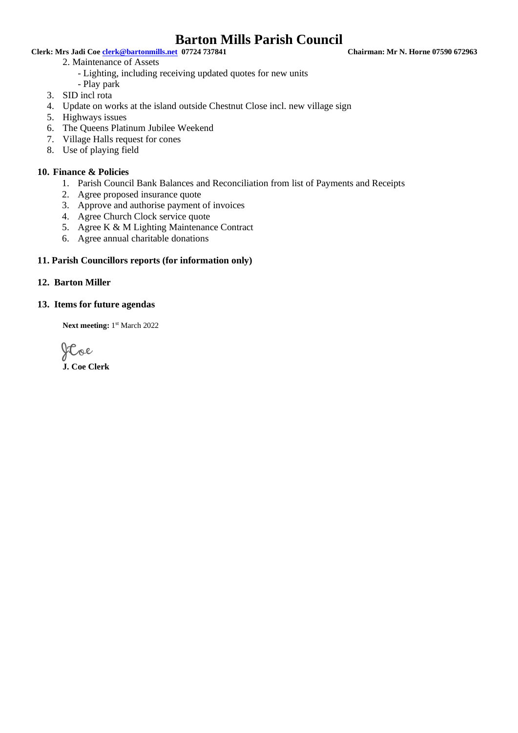2. Maintenance of Assets
    - Lighting, including receiving updated quotes for new units
    - Play park
3. SID incl rota
4. Update on works at the island outside Chestnut Close incl. new village sign
5. Highways issues
6. The Queens Platinum Jubilee Weekend
7. Village Halls request for cones
8. Use of playing field

**10. Finance & Policies**

1. Parish Council Bank Balances and Reconciliation from list of Payments and Receipts
2. Agree proposed insurance quote
3. Approve and authorise payment of invoices
4. Agree Church Clock service quote
5. Agree K & M Lighting Maintenance Contract
6. Agree annual charitable donations

**11. Parish Councillors reports (for information only)**

**12. Barton Miller**

**13. Items for future agendas**

**Next meeting:** 1st March 2022

JCoe

**J. Coe Clerk**